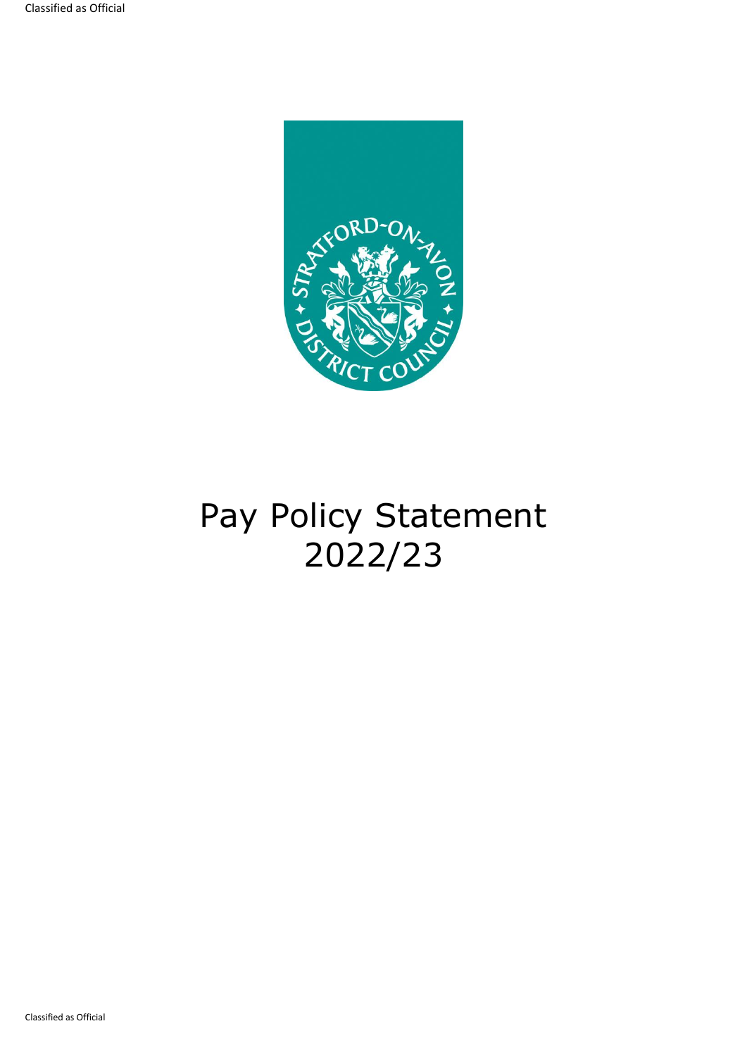# Pay Policy Statement 2022/23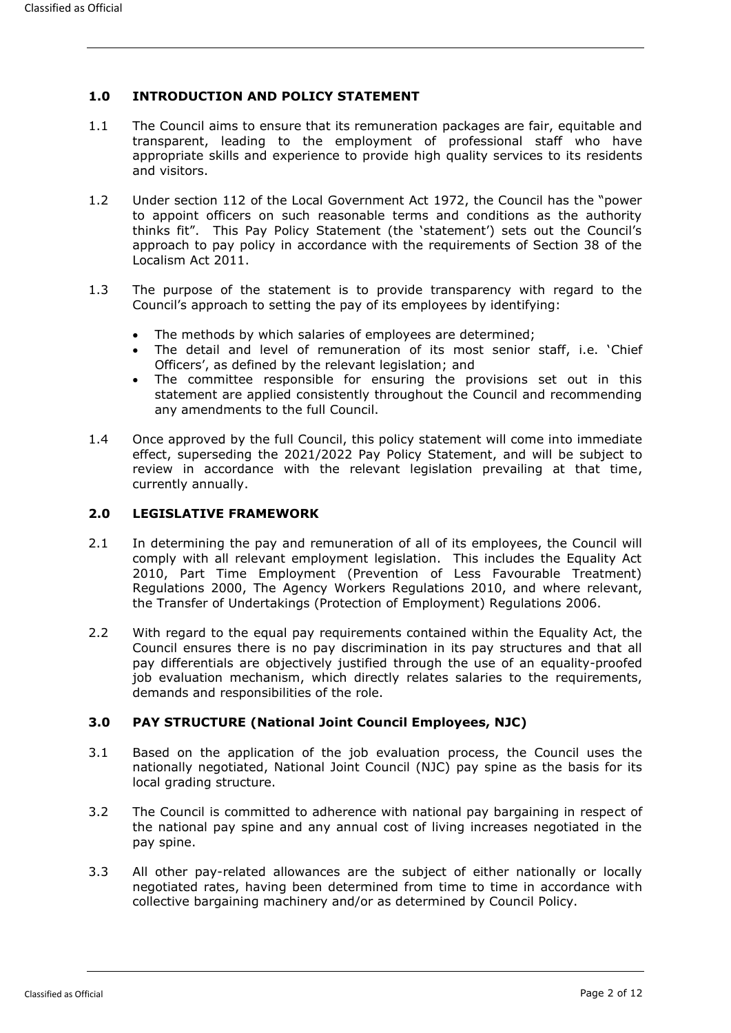## 1.0 INTRODUCTION AND POLICY STATEMENT

1.1 The Council aims to ensure that its remuneration packages are fair, equitable and transparent, leading to the employment of professional staff who have appropriate skills and experience to provide high quality services to its residents and visitors.

1.2 Under section 112 of the Local Government Act 1972, the Council has the "power to appoint officers on such reasonable terms and conditions as the authority thinks fit". This Pay Policy Statement (the 'statement') sets out the Council's approach to pay policy in accordance with the requirements of Section 38 of the Localism Act 2011.

1.3 The purpose of the statement is to provide transparency with regard to the Council's approach to setting the pay of its employees by identifying:

- The methods by which salaries of employees are determined;
- The detail and level of remuneration of its most senior staff, i.e. 'Chief Officers', as defined by the relevant legislation; and
- The committee responsible for ensuring the provisions set out in this statement are applied consistently throughout the Council and recommending any amendments to the full Council.

1.4 Once approved by the full Council, this policy statement will come into immediate effect, superseding the 2021/2022 Pay Policy Statement, and will be subject to review in accordance with the relevant legislation prevailing at that time, currently annually.

## 2.0 LEGISLATIVE FRAMEWORK

2.1 In determining the pay and remuneration of all of its employees, the Council will comply with all relevant employment legislation. This includes the Equality Act 2010, Part Time Employment (Prevention of Less Favourable Treatment) Regulations 2000, The Agency Workers Regulations 2010, and where relevant, the Transfer of Undertakings (Protection of Employment) Regulations 2006.

2.2 With regard to the equal pay requirements contained within the Equality Act, the Council ensures there is no pay discrimination in its pay structures and that all pay differentials are objectively justified through the use of an equality-proofed job evaluation mechanism, which directly relates salaries to the requirements, demands and responsibilities of the role.

## 3.0 PAY STRUCTURE (National Joint Council Employees, NJC)

3.1 Based on the application of the job evaluation process, the Council uses the nationally negotiated, National Joint Council (NJC) pay spine as the basis for its local grading structure.

3.2 The Council is committed to adherence with national pay bargaining in respect of the national pay spine and any annual cost of living increases negotiated in the pay spine.

3.3 All other pay-related allowances are the subject of either nationally or locally negotiated rates, having been determined from time to time in accordance with collective bargaining machinery and/or as determined by Council Policy.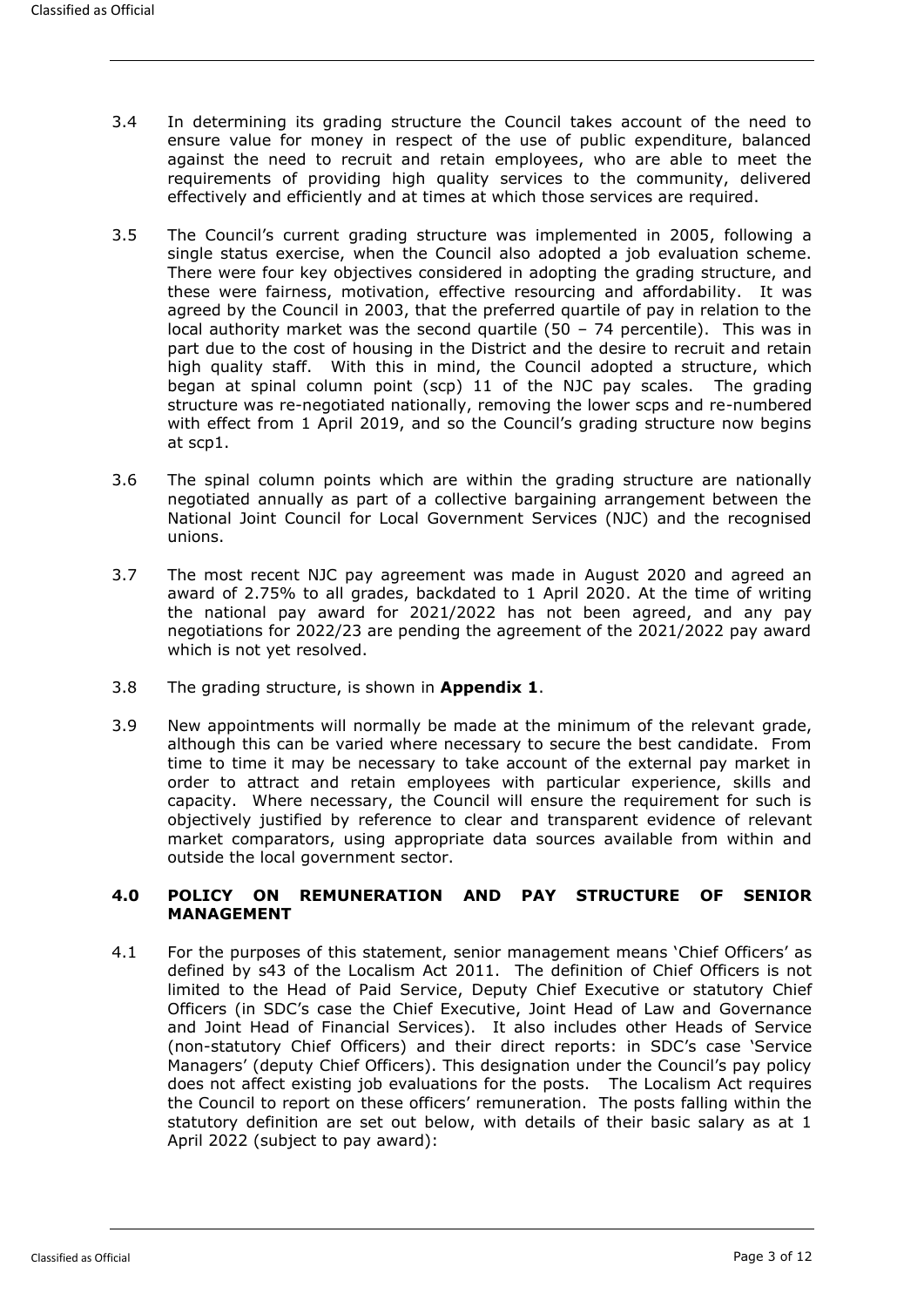3.4 In determining its grading structure the Council takes account of the need to ensure value for money in respect of the use of public expenditure, balanced against the need to recruit and retain employees, who are able to meet the requirements of providing high quality services to the community, delivered effectively and efficiently and at times at which those services are required.

3.5 The Council's current grading structure was implemented in 2005, following a single status exercise, when the Council also adopted a job evaluation scheme. There were four key objectives considered in adopting the grading structure, and these were fairness, motivation, effective resourcing and affordability. It was agreed by the Council in 2003, that the preferred quartile of pay in relation to the local authority market was the second quartile (50 – 74 percentile). This was in part due to the cost of housing in the District and the desire to recruit and retain high quality staff. With this in mind, the Council adopted a structure, which began at spinal column point (scp) 11 of the NJC pay scales. The grading structure was re-negotiated nationally, removing the lower scps and re-numbered with effect from 1 April 2019, and so the Council's grading structure now begins at scp1.

3.6 The spinal column points which are within the grading structure are nationally negotiated annually as part of a collective bargaining arrangement between the National Joint Council for Local Government Services (NJC) and the recognised unions.

3.7 The most recent NJC pay agreement was made in August 2020 and agreed an award of 2.75% to all grades, backdated to 1 April 2020. At the time of writing the national pay award for 2021/2022 has not been agreed, and any pay negotiations for 2022/23 are pending the agreement of the 2021/2022 pay award which is not yet resolved.

3.8 The grading structure, is shown in **Appendix 1**.

3.9 New appointments will normally be made at the minimum of the relevant grade, although this can be varied where necessary to secure the best candidate. From time to time it may be necessary to take account of the external pay market in order to attract and retain employees with particular experience, skills and capacity. Where necessary, the Council will ensure the requirement for such is objectively justified by reference to clear and transparent evidence of relevant market comparators, using appropriate data sources available from within and outside the local government sector.

## 4.0 POLICY ON REMUNERATION AND PAY STRUCTURE OF SENIOR MANAGEMENT

4.1 For the purposes of this statement, senior management means 'Chief Officers' as defined by s43 of the Localism Act 2011. The definition of Chief Officers is not limited to the Head of Paid Service, Deputy Chief Executive or statutory Chief Officers (in SDC's case the Chief Executive, Joint Head of Law and Governance and Joint Head of Financial Services). It also includes other Heads of Service (non-statutory Chief Officers) and their direct reports: in SDC's case 'Service Managers' (deputy Chief Officers). This designation under the Council's pay policy does not affect existing job evaluations for the posts. The Localism Act requires the Council to report on these officers' remuneration. The posts falling within the statutory definition are set out below, with details of their basic salary as at 1 April 2022 (subject to pay award):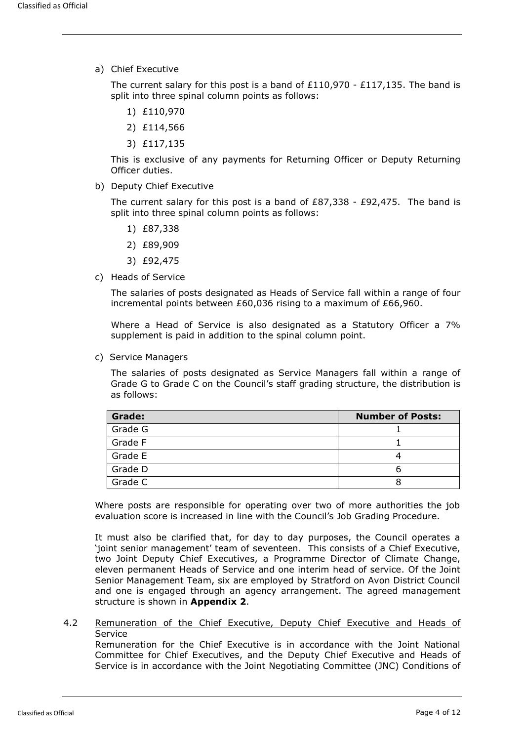a) Chief Executive

The current salary for this post is a band of £110,970 - £117,135. The band is split into three spinal column points as follows:

1) £110,970
2) £114,566
3) £117,135

This is exclusive of any payments for Returning Officer or Deputy Returning Officer duties.

b) Deputy Chief Executive

The current salary for this post is a band of £87,338 - £92,475. The band is split into three spinal column points as follows:

1) £87,338
2) £89,909
3) £92,475

c) Heads of Service

The salaries of posts designated as Heads of Service fall within a range of four incremental points between £60,036 rising to a maximum of £66,960.

Where a Head of Service is also designated as a Statutory Officer a 7% supplement is paid in addition to the spinal column point.

c) Service Managers

The salaries of posts designated as Service Managers fall within a range of Grade G to Grade C on the Council's staff grading structure, the distribution is as follows:

| Grade: | Number of Posts: |
|---|---|
| Grade G | 1 |
| Grade F | 1 |
| Grade E | 4 |
| Grade D | 6 |
| Grade C | 8 |

Where posts are responsible for operating over two of more authorities the job evaluation score is increased in line with the Council's Job Grading Procedure.

It must also be clarified that, for day to day purposes, the Council operates a 'joint senior management' team of seventeen. This consists of a Chief Executive, two Joint Deputy Chief Executives, a Programme Director of Climate Change, eleven permanent Heads of Service and one interim head of service. Of the Joint Senior Management Team, six are employed by Stratford on Avon District Council and one is engaged through an agency arrangement. The agreed management structure is shown in **Appendix 2**.

4.2 Remuneration of the Chief Executive, Deputy Chief Executive and Heads of Service

Remuneration for the Chief Executive is in accordance with the Joint National Committee for Chief Executives, and the Deputy Chief Executive and Heads of Service is in accordance with the Joint Negotiating Committee (JNC) Conditions of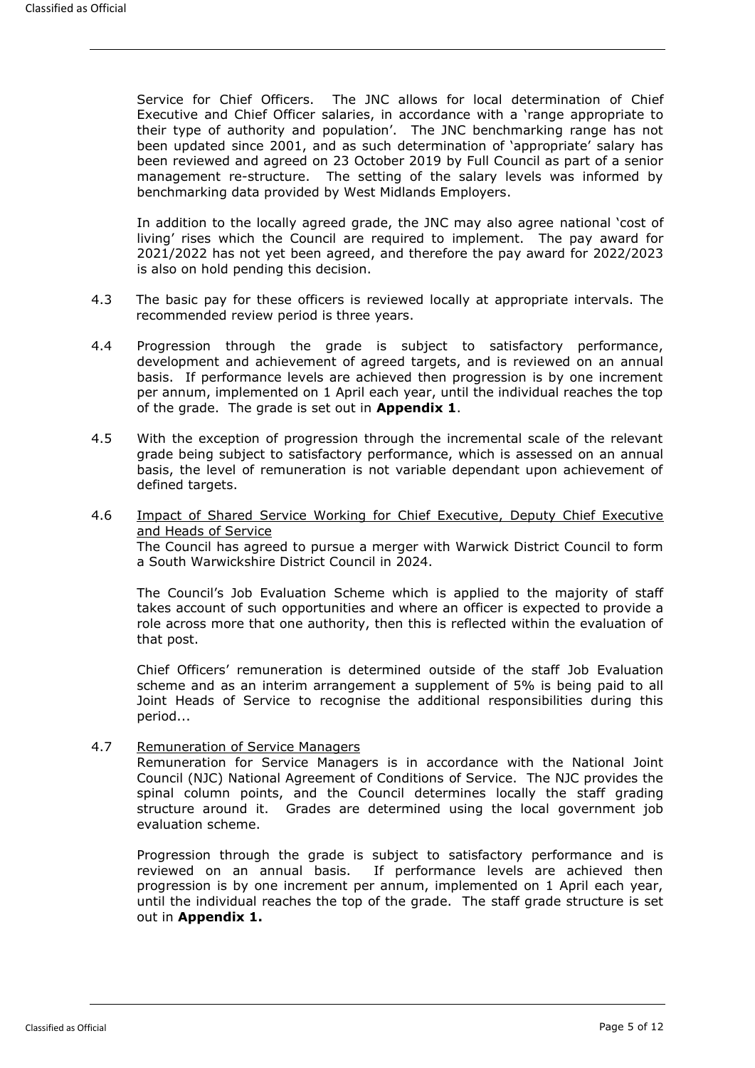Service for Chief Officers. The JNC allows for local determination of Chief Executive and Chief Officer salaries, in accordance with a 'range appropriate to their type of authority and population'. The JNC benchmarking range has not been updated since 2001, and as such determination of 'appropriate' salary has been reviewed and agreed on 23 October 2019 by Full Council as part of a senior management re-structure. The setting of the salary levels was informed by benchmarking data provided by West Midlands Employers.

In addition to the locally agreed grade, the JNC may also agree national 'cost of living' rises which the Council are required to implement. The pay award for 2021/2022 has not yet been agreed, and therefore the pay award for 2022/2023 is also on hold pending this decision.

4.3 The basic pay for these officers is reviewed locally at appropriate intervals. The recommended review period is three years.

4.4 Progression through the grade is subject to satisfactory performance, development and achievement of agreed targets, and is reviewed on an annual basis. If performance levels are achieved then progression is by one increment per annum, implemented on 1 April each year, until the individual reaches the top of the grade. The grade is set out in **Appendix 1**.

4.5 With the exception of progression through the incremental scale of the relevant grade being subject to satisfactory performance, which is assessed on an annual basis, the level of remuneration is not variable dependant upon achievement of defined targets.

4.6 Impact of Shared Service Working for Chief Executive, Deputy Chief Executive and Heads of Service

The Council has agreed to pursue a merger with Warwick District Council to form a South Warwickshire District Council in 2024.

The Council's Job Evaluation Scheme which is applied to the majority of staff takes account of such opportunities and where an officer is expected to provide a role across more that one authority, then this is reflected within the evaluation of that post.

Chief Officers' remuneration is determined outside of the staff Job Evaluation scheme and as an interim arrangement a supplement of 5% is being paid to all Joint Heads of Service to recognise the additional responsibilities during this period...

4.7 Remuneration of Service Managers

Remuneration for Service Managers is in accordance with the National Joint Council (NJC) National Agreement of Conditions of Service. The NJC provides the spinal column points, and the Council determines locally the staff grading structure around it. Grades are determined using the local government job evaluation scheme.

Progression through the grade is subject to satisfactory performance and is reviewed on an annual basis. If performance levels are achieved then progression is by one increment per annum, implemented on 1 April each year, until the individual reaches the top of the grade. The staff grade structure is set out in **Appendix 1.**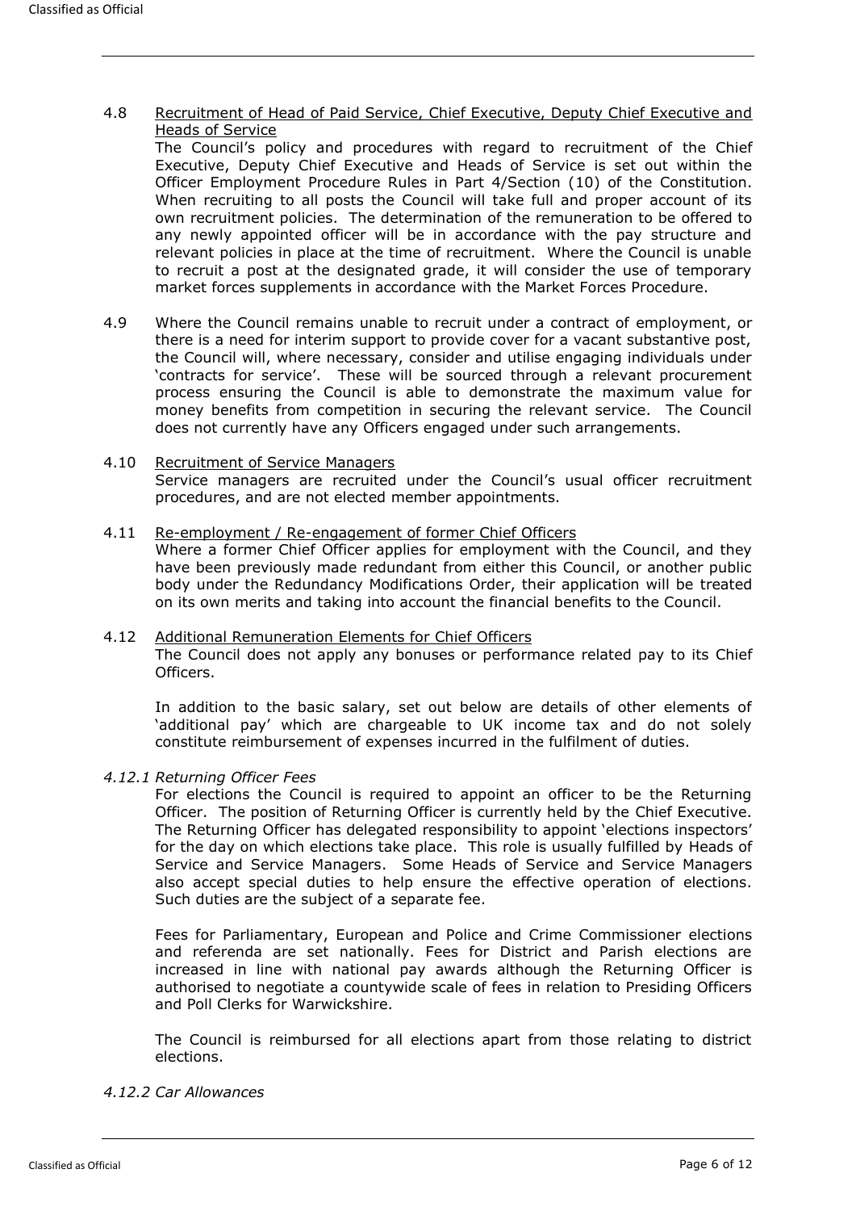4.8 <u>Recruitment of Head of Paid Service, Chief Executive, Deputy Chief Executive and Heads of Service</u>

The Council's policy and procedures with regard to recruitment of the Chief Executive, Deputy Chief Executive and Heads of Service is set out within the Officer Employment Procedure Rules in Part 4/Section (10) of the Constitution. When recruiting to all posts the Council will take full and proper account of its own recruitment policies. The determination of the remuneration to be offered to any newly appointed officer will be in accordance with the pay structure and relevant policies in place at the time of recruitment. Where the Council is unable to recruit a post at the designated grade, it will consider the use of temporary market forces supplements in accordance with the Market Forces Procedure.

4.9 Where the Council remains unable to recruit under a contract of employment, or there is a need for interim support to provide cover for a vacant substantive post, the Council will, where necessary, consider and utilise engaging individuals under 'contracts for service'. These will be sourced through a relevant procurement process ensuring the Council is able to demonstrate the maximum value for money benefits from competition in securing the relevant service. The Council does not currently have any Officers engaged under such arrangements.

4.10 <u>Recruitment of Service Managers</u>

Service managers are recruited under the Council's usual officer recruitment procedures, and are not elected member appointments.

4.11 <u>Re-employment / Re-engagement of former Chief Officers</u>

Where a former Chief Officer applies for employment with the Council, and they have been previously made redundant from either this Council, or another public body under the Redundancy Modifications Order, their application will be treated on its own merits and taking into account the financial benefits to the Council.

4.12 <u>Additional Remuneration Elements for Chief Officers</u>

The Council does not apply any bonuses or performance related pay to its Chief Officers.

In addition to the basic salary, set out below are details of other elements of 'additional pay' which are chargeable to UK income tax and do not solely constitute reimbursement of expenses incurred in the fulfilment of duties.

*4.12.1 Returning Officer Fees*

For elections the Council is required to appoint an officer to be the Returning Officer. The position of Returning Officer is currently held by the Chief Executive. The Returning Officer has delegated responsibility to appoint 'elections inspectors' for the day on which elections take place. This role is usually fulfilled by Heads of Service and Service Managers. Some Heads of Service and Service Managers also accept special duties to help ensure the effective operation of elections. Such duties are the subject of a separate fee.

Fees for Parliamentary, European and Police and Crime Commissioner elections and referenda are set nationally. Fees for District and Parish elections are increased in line with national pay awards although the Returning Officer is authorised to negotiate a countywide scale of fees in relation to Presiding Officers and Poll Clerks for Warwickshire.

The Council is reimbursed for all elections apart from those relating to district elections.

*4.12.2 Car Allowances*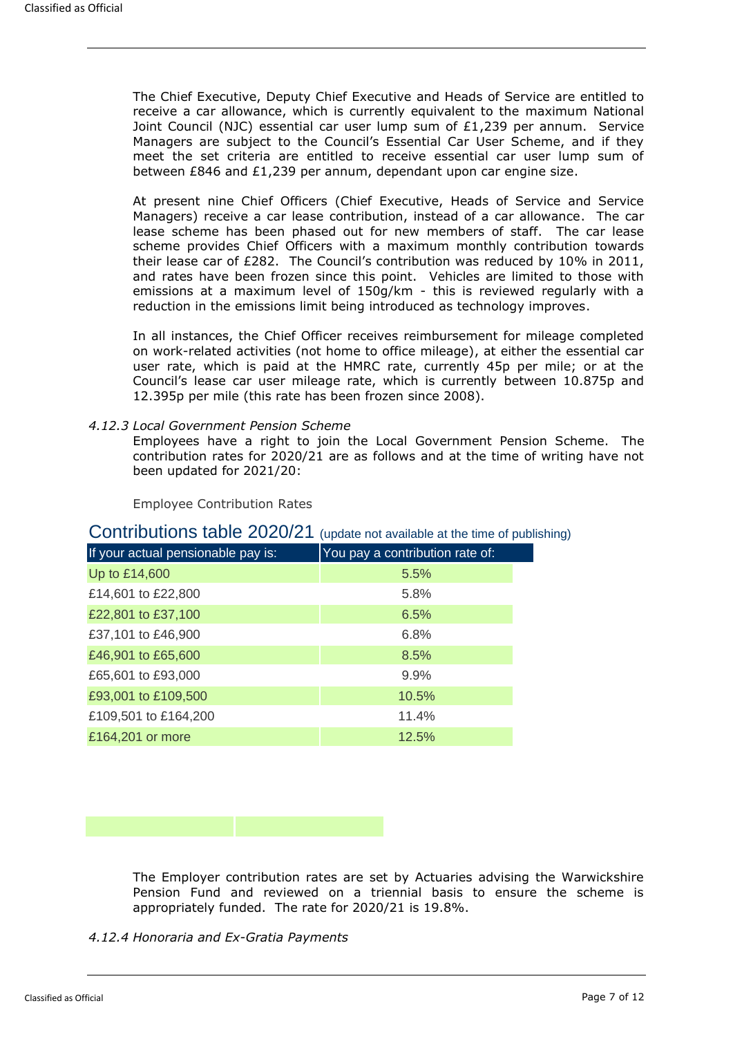The Chief Executive, Deputy Chief Executive and Heads of Service are entitled to receive a car allowance, which is currently equivalent to the maximum National Joint Council (NJC) essential car user lump sum of £1,239 per annum. Service Managers are subject to the Council's Essential Car User Scheme, and if they meet the set criteria are entitled to receive essential car user lump sum of between £846 and £1,239 per annum, dependant upon car engine size.

At present nine Chief Officers (Chief Executive, Heads of Service and Service Managers) receive a car lease contribution, instead of a car allowance. The car lease scheme has been phased out for new members of staff. The car lease scheme provides Chief Officers with a maximum monthly contribution towards their lease car of £282. The Council's contribution was reduced by 10% in 2011, and rates have been frozen since this point. Vehicles are limited to those with emissions at a maximum level of 150g/km - this is reviewed regularly with a reduction in the emissions limit being introduced as technology improves.

In all instances, the Chief Officer receives reimbursement for mileage completed on work-related activities (not home to office mileage), at either the essential car user rate, which is paid at the HMRC rate, currently 45p per mile; or at the Council's lease car user mileage rate, which is currently between 10.875p and 12.395p per mile (this rate has been frozen since 2008).

*4.12.3 Local Government Pension Scheme*

Employees have a right to join the Local Government Pension Scheme. The contribution rates for 2020/21 are as follows and at the time of writing have not been updated for 2021/20:

Employee Contribution Rates

## Contributions table 2020/21 (update not available at the time of publishing)

| If your actual pensionable pay is: | You pay a contribution rate of: |
|---|---|
| Up to £14,600 | 5.5% |
| £14,601 to £22,800 | 5.8% |
| £22,801 to £37,100 | 6.5% |
| £37,101 to £46,900 | 6.8% |
| £46,901 to £65,600 | 8.5% |
| £65,601 to £93,000 | 9.9% |
| £93,001 to £109,500 | 10.5% |
| £109,501 to £164,200 | 11.4% |
| £164,201 or more | 12.5% |

The Employer contribution rates are set by Actuaries advising the Warwickshire Pension Fund and reviewed on a triennial basis to ensure the scheme is appropriately funded. The rate for 2020/21 is 19.8%.

*4.12.4 Honoraria and Ex-Gratia Payments*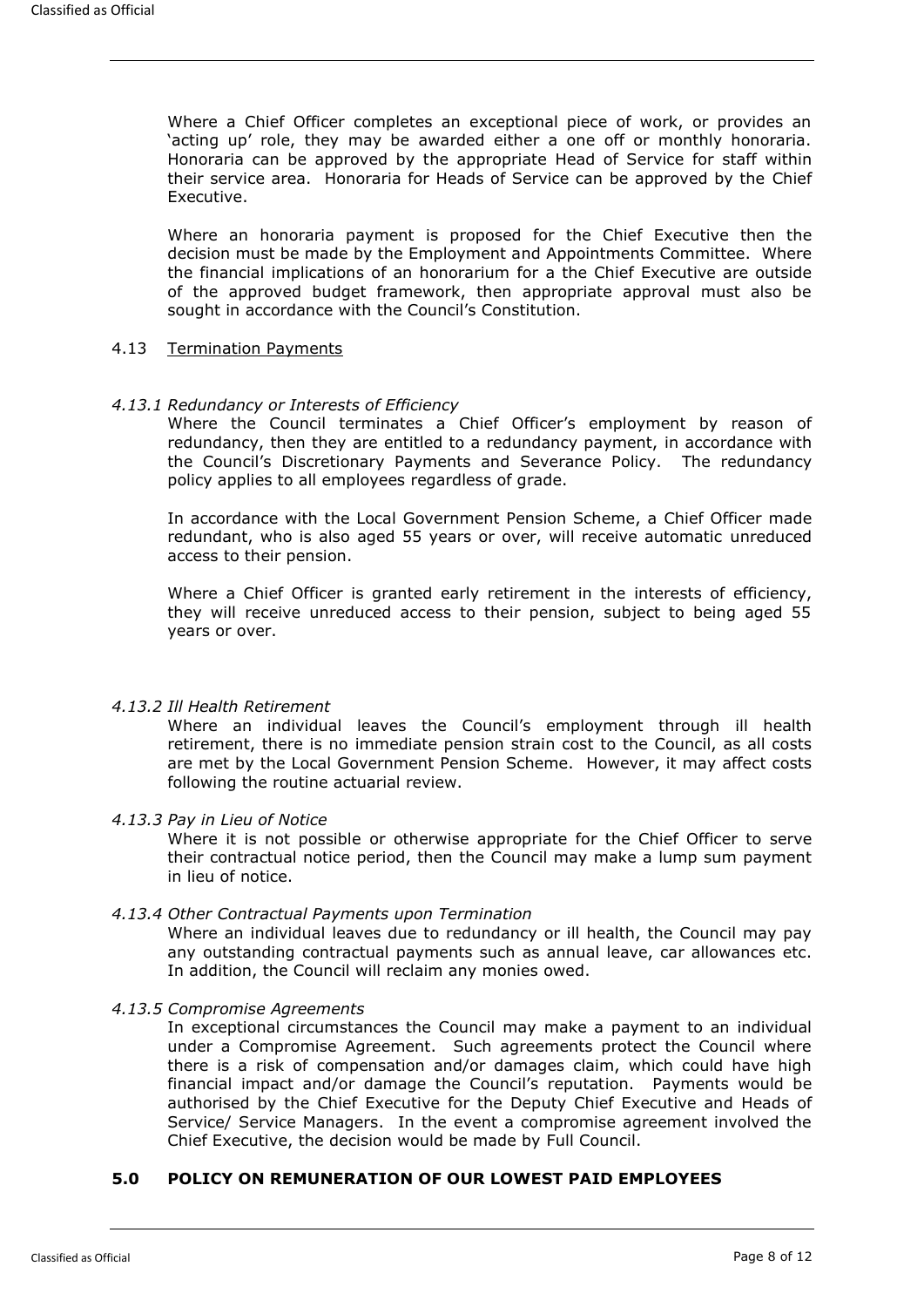Where a Chief Officer completes an exceptional piece of work, or provides an 'acting up' role, they may be awarded either a one off or monthly honoraria. Honoraria can be approved by the appropriate Head of Service for staff within their service area. Honoraria for Heads of Service can be approved by the Chief Executive.

Where an honoraria payment is proposed for the Chief Executive then the decision must be made by the Employment and Appointments Committee. Where the financial implications of an honorarium for a the Chief Executive are outside of the approved budget framework, then appropriate approval must also be sought in accordance with the Council's Constitution.

4.13 Termination Payments

*4.13.1 Redundancy or Interests of Efficiency*

Where the Council terminates a Chief Officer's employment by reason of redundancy, then they are entitled to a redundancy payment, in accordance with the Council's Discretionary Payments and Severance Policy. The redundancy policy applies to all employees regardless of grade.

In accordance with the Local Government Pension Scheme, a Chief Officer made redundant, who is also aged 55 years or over, will receive automatic unreduced access to their pension.

Where a Chief Officer is granted early retirement in the interests of efficiency, they will receive unreduced access to their pension, subject to being aged 55 years or over.

*4.13.2 Ill Health Retirement*

Where an individual leaves the Council's employment through ill health retirement, there is no immediate pension strain cost to the Council, as all costs are met by the Local Government Pension Scheme. However, it may affect costs following the routine actuarial review.

*4.13.3 Pay in Lieu of Notice*

Where it is not possible or otherwise appropriate for the Chief Officer to serve their contractual notice period, then the Council may make a lump sum payment in lieu of notice.

*4.13.4 Other Contractual Payments upon Termination*

Where an individual leaves due to redundancy or ill health, the Council may pay any outstanding contractual payments such as annual leave, car allowances etc. In addition, the Council will reclaim any monies owed.

*4.13.5 Compromise Agreements*

In exceptional circumstances the Council may make a payment to an individual under a Compromise Agreement. Such agreements protect the Council where there is a risk of compensation and/or damages claim, which could have high financial impact and/or damage the Council's reputation. Payments would be authorised by the Chief Executive for the Deputy Chief Executive and Heads of Service/ Service Managers. In the event a compromise agreement involved the Chief Executive, the decision would be made by Full Council.

## 5.0 POLICY ON REMUNERATION OF OUR LOWEST PAID EMPLOYEES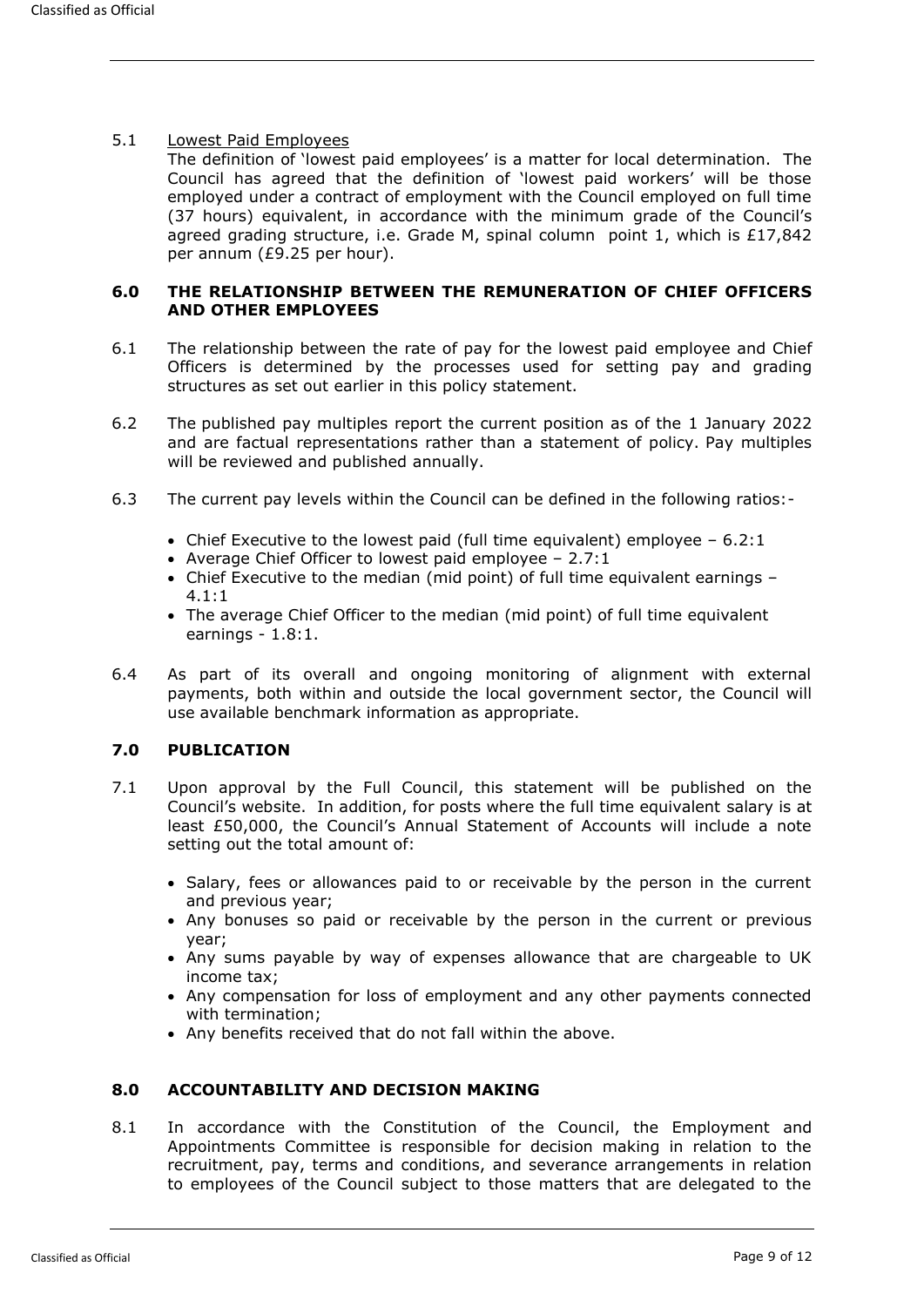5.1 Lowest Paid Employees

The definition of 'lowest paid employees' is a matter for local determination. The Council has agreed that the definition of 'lowest paid workers' will be those employed under a contract of employment with the Council employed on full time (37 hours) equivalent, in accordance with the minimum grade of the Council's agreed grading structure, i.e. Grade M, spinal column point 1, which is £17,842 per annum (£9.25 per hour).

## 6.0 THE RELATIONSHIP BETWEEN THE REMUNERATION OF CHIEF OFFICERS AND OTHER EMPLOYEES

6.1 The relationship between the rate of pay for the lowest paid employee and Chief Officers is determined by the processes used for setting pay and grading structures as set out earlier in this policy statement.

6.2 The published pay multiples report the current position as of the 1 January 2022 and are factual representations rather than a statement of policy. Pay multiples will be reviewed and published annually.

6.3 The current pay levels within the Council can be defined in the following ratios:-

- Chief Executive to the lowest paid (full time equivalent) employee – 6.2:1
- Average Chief Officer to lowest paid employee – 2.7:1
- Chief Executive to the median (mid point) of full time equivalent earnings – 4.1:1
- The average Chief Officer to the median (mid point) of full time equivalent earnings - 1.8:1.

6.4 As part of its overall and ongoing monitoring of alignment with external payments, both within and outside the local government sector, the Council will use available benchmark information as appropriate.

## 7.0 PUBLICATION

7.1 Upon approval by the Full Council, this statement will be published on the Council's website. In addition, for posts where the full time equivalent salary is at least £50,000, the Council's Annual Statement of Accounts will include a note setting out the total amount of:

- Salary, fees or allowances paid to or receivable by the person in the current and previous year;
- Any bonuses so paid or receivable by the person in the current or previous year;
- Any sums payable by way of expenses allowance that are chargeable to UK income tax;
- Any compensation for loss of employment and any other payments connected with termination;
- Any benefits received that do not fall within the above.

## 8.0 ACCOUNTABILITY AND DECISION MAKING

8.1 In accordance with the Constitution of the Council, the Employment and Appointments Committee is responsible for decision making in relation to the recruitment, pay, terms and conditions, and severance arrangements in relation to employees of the Council subject to those matters that are delegated to the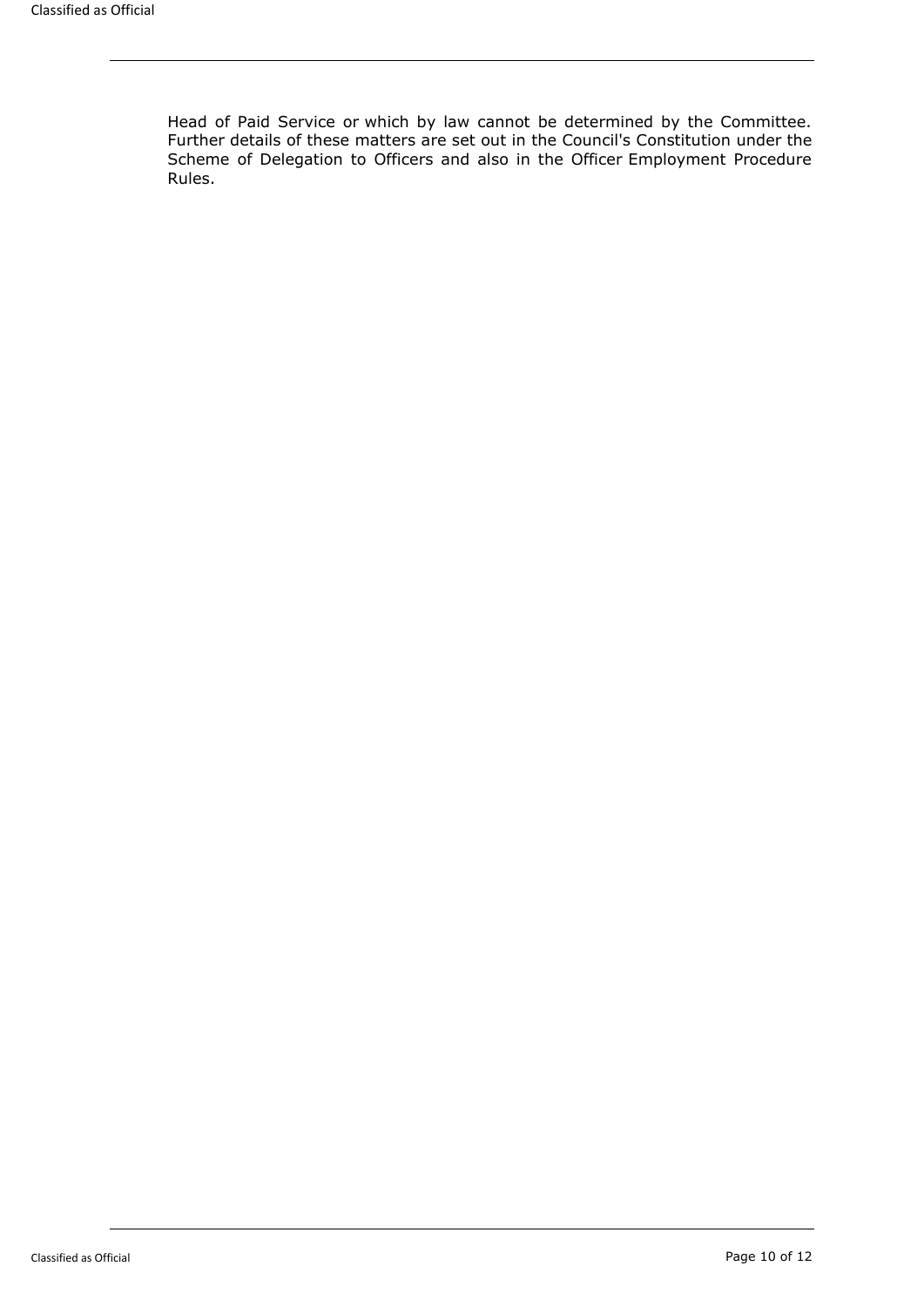Head of Paid Service or which by law cannot be determined by the Committee. Further details of these matters are set out in the Council's Constitution under the Scheme of Delegation to Officers and also in the Officer Employment Procedure Rules.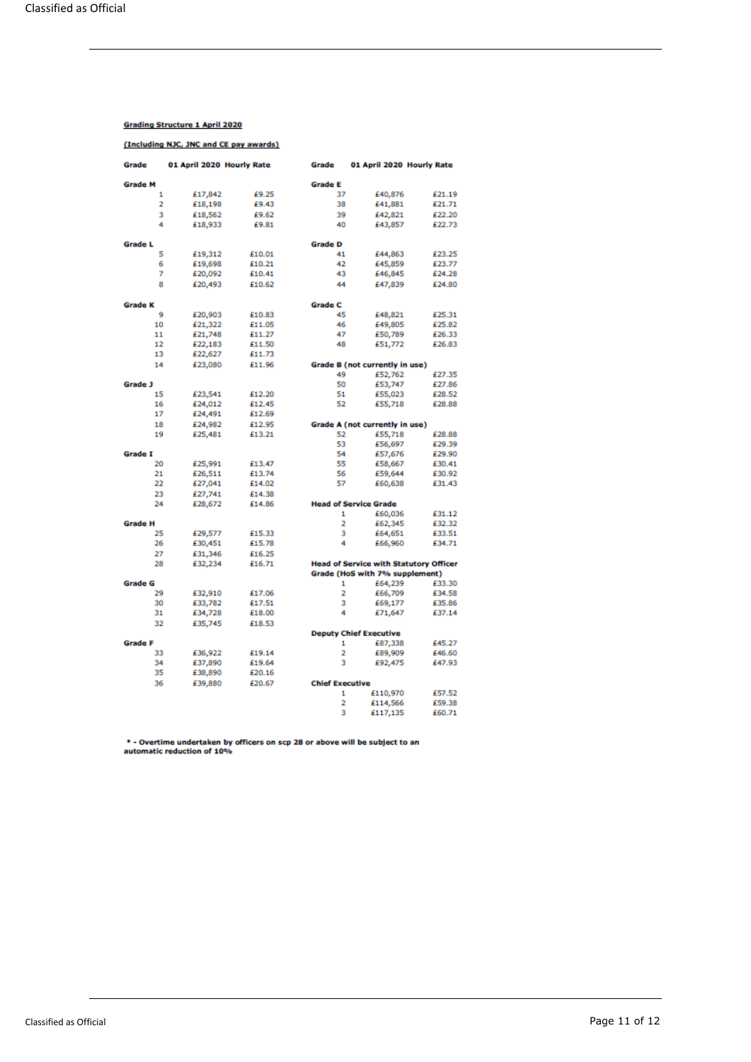**Grading Structure 1 April 2020**

**(Including NJC, JNC and CE pay awards)**

| Grade | 01 April 2020 | Hourly Rate |
|---|---|---|
| **Grade M** | | |
| 1 | £17,842 | £9.25 |
| 2 | £18,198 | £9.43 |
| 3 | £18,562 | £9.62 |
| 4 | £18,933 | £9.81 |
| **Grade L** | | |
| 5 | £19,312 | £10.01 |
| 6 | £19,698 | £10.21 |
| 7 | £20,092 | £10.41 |
| 8 | £20,493 | £10.62 |
| **Grade K** | | |
| 9 | £20,903 | £10.83 |
| 10 | £21,322 | £11.05 |
| 11 | £21,748 | £11.27 |
| 12 | £22,183 | £11.50 |
| 13 | £22,627 | £11.73 |
| 14 | £23,080 | £11.96 |
| **Grade J** | | |
| 15 | £23,541 | £12.20 |
| 16 | £24,012 | £12.45 |
| 17 | £24,491 | £12.69 |
| 18 | £24,982 | £12.95 |
| 19 | £25,481 | £13.21 |
| **Grade I** | | |
| 20 | £25,991 | £13.47 |
| 21 | £26,511 | £13.74 |
| 22 | £27,041 | £14.02 |
| 23 | £27,741 | £14.38 |
| 24 | £28,672 | £14.86 |
| **Grade H** | | |
| 25 | £29,577 | £15.33 |
| 26 | £30,451 | £15.78 |
| 27 | £31,346 | £16.25 |
| 28 | £32,234 | £16.71 |
| **Grade G** | | |
| 29 | £32,910 | £17.06 |
| 30 | £33,782 | £17.51 |
| 31 | £34,728 | £18.00 |
| 32 | £35,745 | £18.53 |
| **Grade F** | | |
| 33 | £36,922 | £19.14 |
| 34 | £37,890 | £19.64 |
| 35 | £38,890 | £20.16 |
| 36 | £39,880 | £20.67 |

| Grade | 01 April 2020 | Hourly Rate |
|---|---|---|
| **Grade E** | | |
| 37 | £40,876 | £21.19 |
| 38 | £41,881 | £21.71 |
| 39 | £42,821 | £22.20 |
| 40 | £43,857 | £22.73 |
| **Grade D** | | |
| 41 | £44,863 | £23.25 |
| 42 | £45,859 | £23.77 |
| 43 | £46,845 | £24.28 |
| 44 | £47,839 | £24.80 |
| **Grade C** | | |
| 45 | £48,821 | £25.31 |
| 46 | £49,805 | £25.82 |
| 47 | £50,789 | £26.33 |
| 48 | £51,772 | £26.83 |
| **Grade B (not currently in use)** | | |
| 49 | £52,762 | £27.35 |
| 50 | £53,747 | £27.86 |
| 51 | £55,023 | £28.52 |
| 52 | £55,718 | £28.88 |
| **Grade A (not currently in use)** | | |
| 52 | £55,718 | £28.88 |
| 53 | £56,697 | £29.39 |
| 54 | £57,676 | £29.90 |
| 55 | £58,667 | £30.41 |
| 56 | £59,644 | £30.92 |
| 57 | £60,638 | £31.43 |
| **Head of Service Grade** | | |
| 1 | £60,036 | £31.12 |
| 2 | £62,345 | £32.32 |
| 3 | £64,651 | £33.51 |
| 4 | £66,960 | £34.71 |
| **Head of Service with Statutory Officer Grade (HoS with 7% supplement)** | | |
| 1 | £64,239 | £33.30 |
| 2 | £66,709 | £34.58 |
| 3 | £69,177 | £35.86 |
| 4 | £71,647 | £37.14 |
| **Deputy Chief Executive** | | |
| 1 | £87,338 | £45.27 |
| 2 | £89,909 | £46.60 |
| 3 | £92,475 | £47.93 |
| **Chief Executive** | | |
| 1 | £110,970 | £57.52 |
| 2 | £114,566 | £59.38 |
| 3 | £117,135 | £60.71 |

**\* - Overtime undertaken by officers on scp 28 or above will be subject to an automatic reduction of 10%**